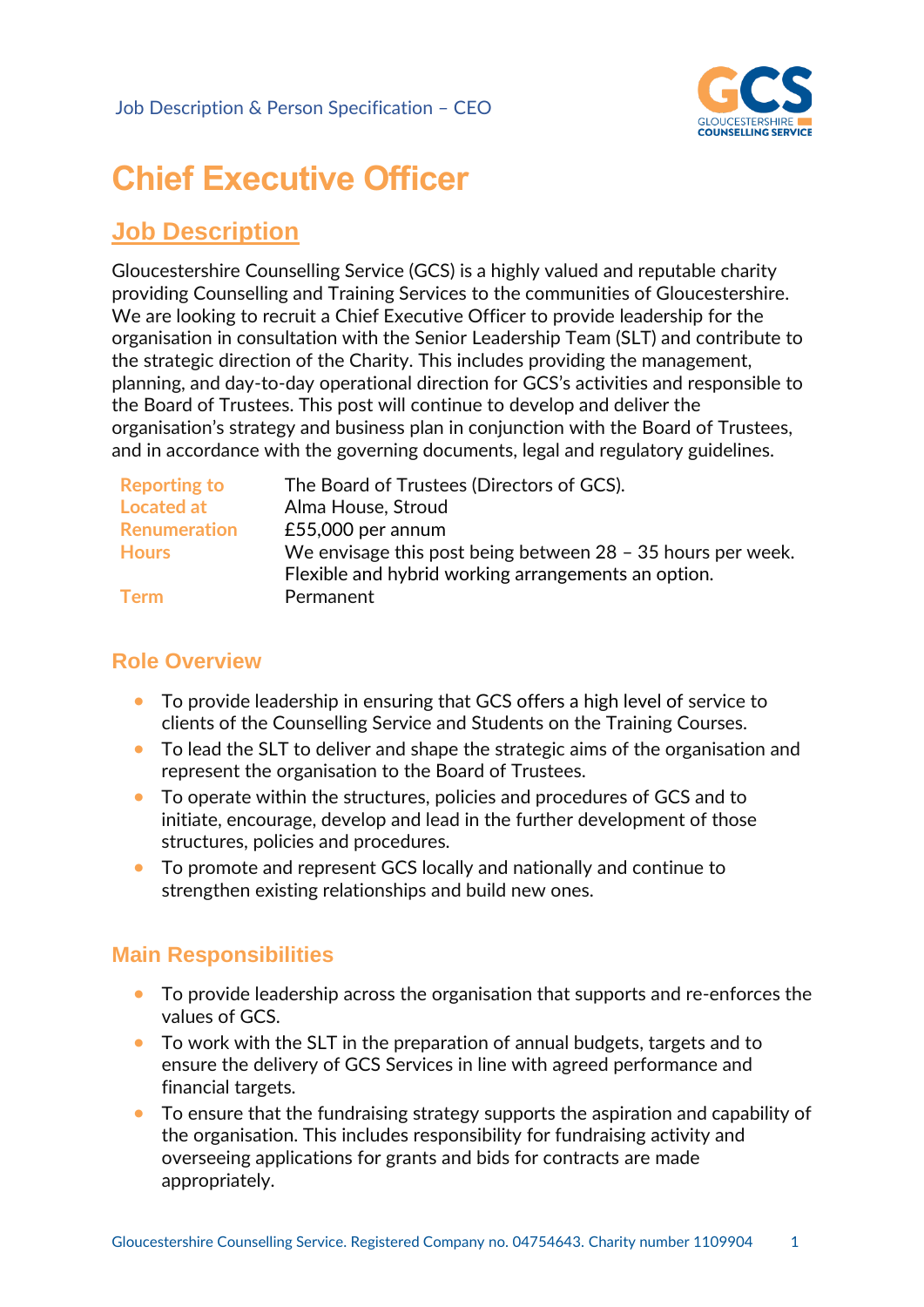# Chief Executive Officer

## Job Description

Gloucestershire Counselling Service (GCS) is a highly valued and reputable charity providing Counselling and Training Services to the communities of Gloucestershire. We are looking to recruit a Chief Executive Officer to provide leadership for the organisation in consultation with the Senior Leadership Team (SLT) and contribute to the strategic direction of the Charity. This includes providing the management, planning, and day-to-day operational direction for GCS's activities and responsible to the Board of Trustees. This post will continue to develop and deliver the organisation's strategy and business plan in conjunction with the Board of Trustees, and in accordance with the governing documents, legal and regulatory guidelines.

| | |
|---|---|
| **Reporting to** | The Board of Trustees (Directors of GCS). |
| **Located at** | Alma House, Stroud |
| **Renumeration** | £55,000 per annum |
| **Hours** | We envisage this post being between 28 – 35 hours per week. Flexible and hybrid working arrangements an option. |
| **Term** | Permanent |

### Role Overview

- To provide leadership in ensuring that GCS offers a high level of service to clients of the Counselling Service and Students on the Training Courses.
- To lead the SLT to deliver and shape the strategic aims of the organisation and represent the organisation to the Board of Trustees.
- To operate within the structures, policies and procedures of GCS and to initiate, encourage, develop and lead in the further development of those structures, policies and procedures.
- To promote and represent GCS locally and nationally and continue to strengthen existing relationships and build new ones.

### Main Responsibilities

- To provide leadership across the organisation that supports and re-enforces the values of GCS.
- To work with the SLT in the preparation of annual budgets, targets and to ensure the delivery of GCS Services in line with agreed performance and financial targets.
- To ensure that the fundraising strategy supports the aspiration and capability of the organisation. This includes responsibility for fundraising activity and overseeing applications for grants and bids for contracts are made appropriately.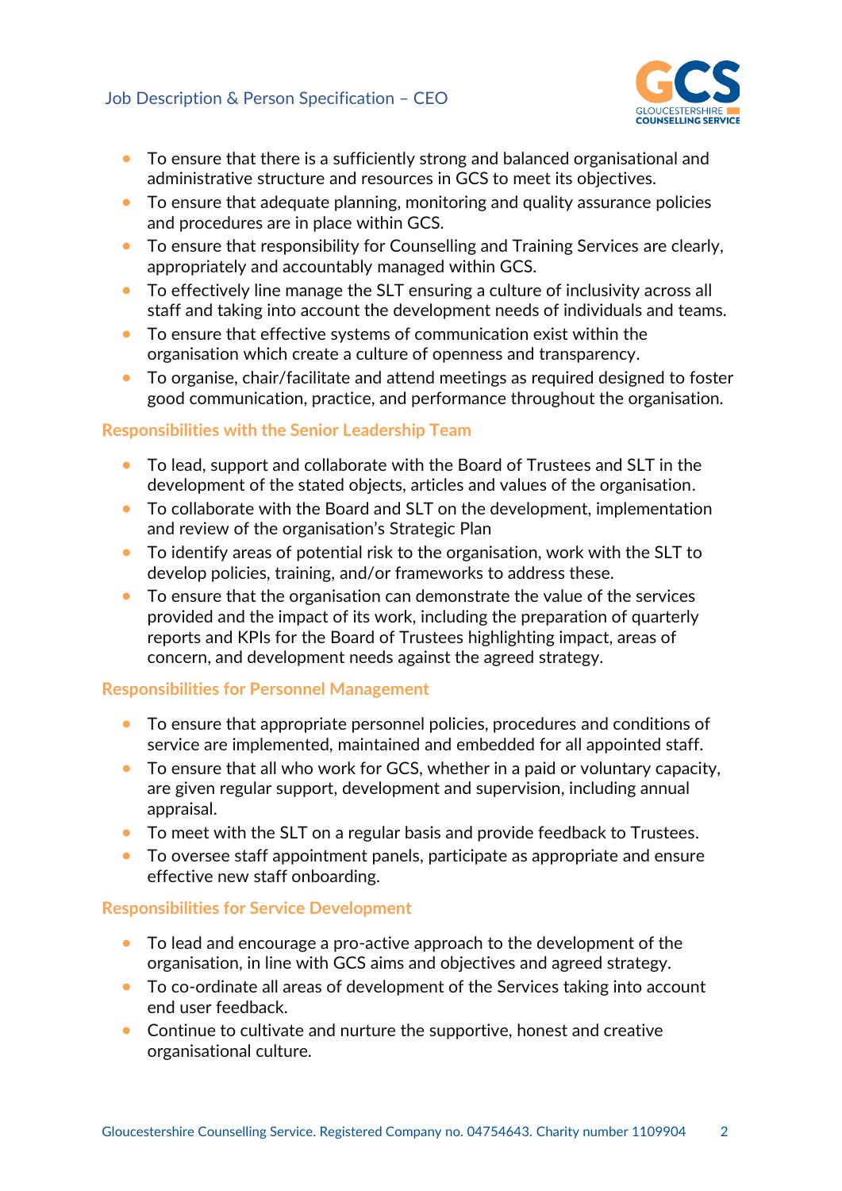- To ensure that there is a sufficiently strong and balanced organisational and administrative structure and resources in GCS to meet its objectives.
- To ensure that adequate planning, monitoring and quality assurance policies and procedures are in place within GCS.
- To ensure that responsibility for Counselling and Training Services are clearly, appropriately and accountably managed within GCS.
- To effectively line manage the SLT ensuring a culture of inclusivity across all staff and taking into account the development needs of individuals and teams.
- To ensure that effective systems of communication exist within the organisation which create a culture of openness and transparency.
- To organise, chair/facilitate and attend meetings as required designed to foster good communication, practice, and performance throughout the organisation.

### Responsibilities with the Senior Leadership Team

- To lead, support and collaborate with the Board of Trustees and SLT in the development of the stated objects, articles and values of the organisation.
- To collaborate with the Board and SLT on the development, implementation and review of the organisation's Strategic Plan
- To identify areas of potential risk to the organisation, work with the SLT to develop policies, training, and/or frameworks to address these.
- To ensure that the organisation can demonstrate the value of the services provided and the impact of its work, including the preparation of quarterly reports and KPIs for the Board of Trustees highlighting impact, areas of concern, and development needs against the agreed strategy.

### Responsibilities for Personnel Management

- To ensure that appropriate personnel policies, procedures and conditions of service are implemented, maintained and embedded for all appointed staff.
- To ensure that all who work for GCS, whether in a paid or voluntary capacity, are given regular support, development and supervision, including annual appraisal.
- To meet with the SLT on a regular basis and provide feedback to Trustees.
- To oversee staff appointment panels, participate as appropriate and ensure effective new staff onboarding.

### Responsibilities for Service Development

- To lead and encourage a pro-active approach to the development of the organisation, in line with GCS aims and objectives and agreed strategy.
- To co-ordinate all areas of development of the Services taking into account end user feedback.
- Continue to cultivate and nurture the supportive, honest and creative organisational culture.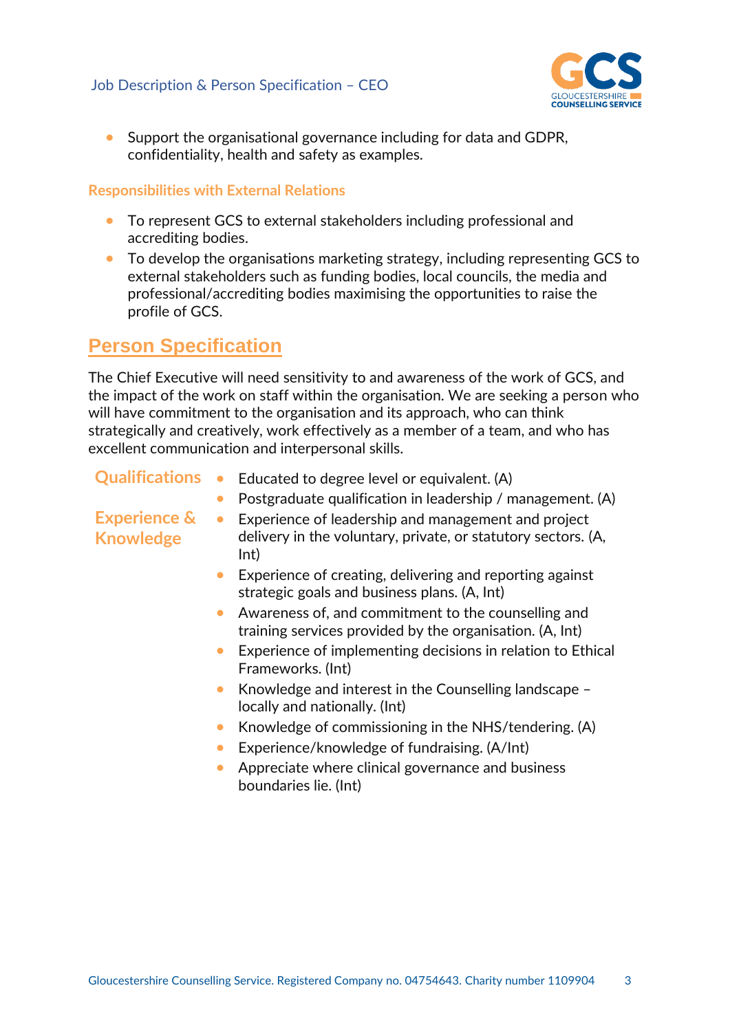- Support the organisational governance including for data and GDPR, confidentiality, health and safety as examples.

### Responsibilities with External Relations

- To represent GCS to external stakeholders including professional and accrediting bodies.
- To develop the organisations marketing strategy, including representing GCS to external stakeholders such as funding bodies, local councils, the media and professional/accrediting bodies maximising the opportunities to raise the profile of GCS.

## Person Specification

The Chief Executive will need sensitivity to and awareness of the work of GCS, and the impact of the work on staff within the organisation. We are seeking a person who will have commitment to the organisation and its approach, who can think strategically and creatively, work effectively as a member of a team, and who has excellent communication and interpersonal skills.

### Qualifications

- Educated to degree level or equivalent. (A)
- Postgraduate qualification in leadership / management. (A)

### Experience & Knowledge

- Experience of leadership and management and project delivery in the voluntary, private, or statutory sectors. (A, Int)
- Experience of creating, delivering and reporting against strategic goals and business plans. (A, Int)
- Awareness of, and commitment to the counselling and training services provided by the organisation. (A, Int)
- Experience of implementing decisions in relation to Ethical Frameworks. (Int)
- Knowledge and interest in the Counselling landscape – locally and nationally. (Int)
- Knowledge of commissioning in the NHS/tendering. (A)
- Experience/knowledge of fundraising. (A/Int)
- Appreciate where clinical governance and business boundaries lie. (Int)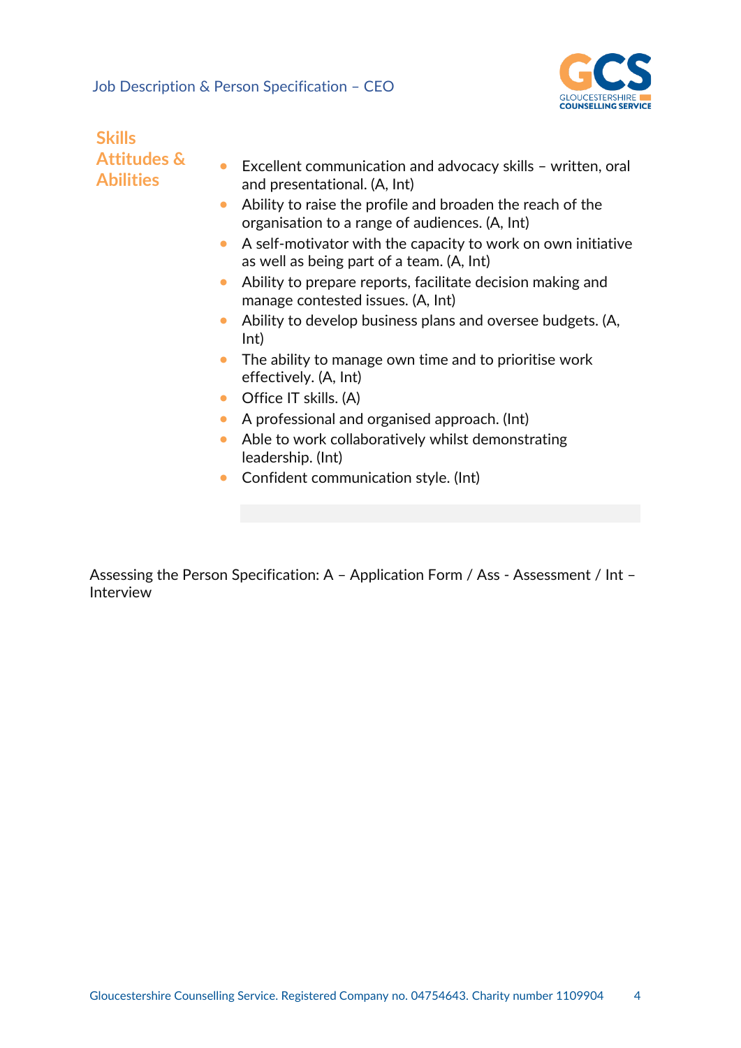## Skills Attitudes & Abilities

- Excellent communication and advocacy skills – written, oral and presentational. (A, Int)
- Ability to raise the profile and broaden the reach of the organisation to a range of audiences. (A, Int)
- A self-motivator with the capacity to work on own initiative as well as being part of a team. (A, Int)
- Ability to prepare reports, facilitate decision making and manage contested issues. (A, Int)
- Ability to develop business plans and oversee budgets. (A, Int)
- The ability to manage own time and to prioritise work effectively. (A, Int)
- Office IT skills. (A)
- A professional and organised approach. (Int)
- Able to work collaboratively whilst demonstrating leadership. (Int)
- Confident communication style. (Int)

Assessing the Person Specification: A – Application Form / Ass - Assessment / Int – Interview